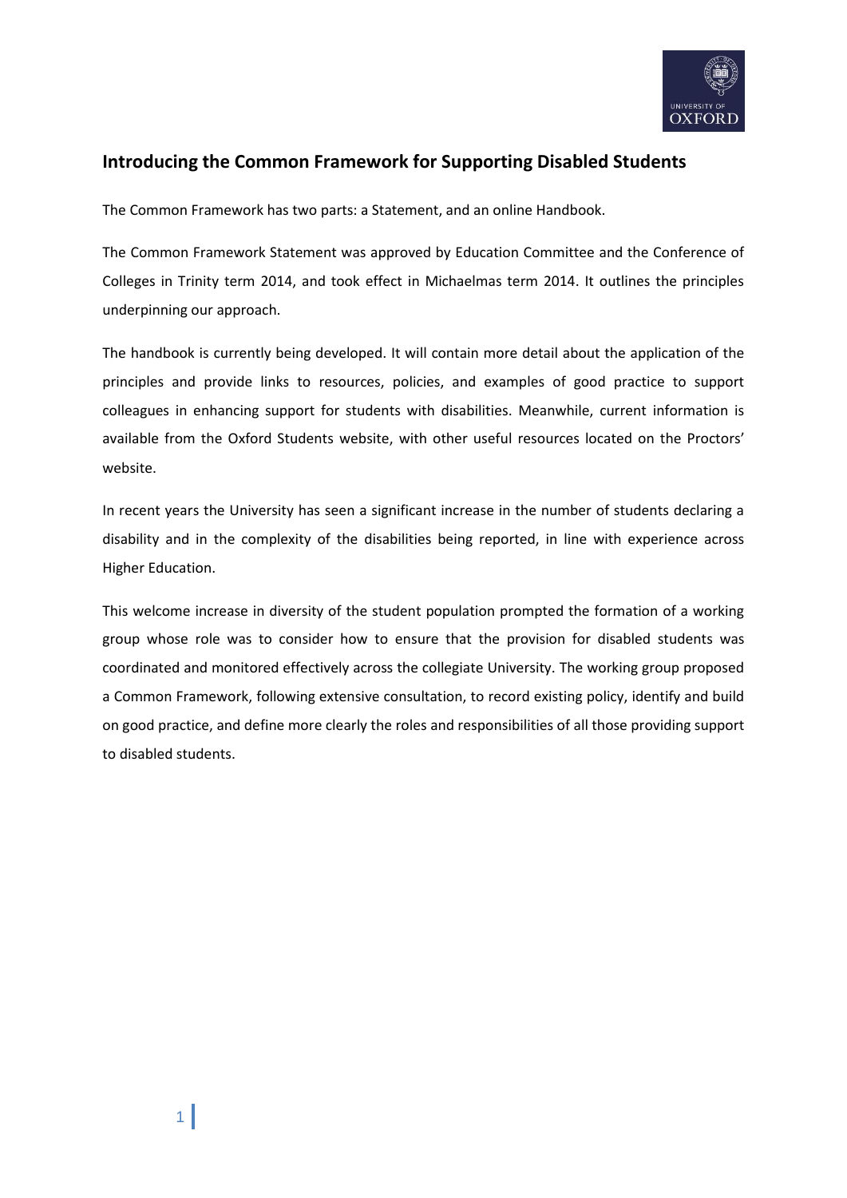## Introducing the Common Framework for Supporting Disabled Students

The Common Framework has two parts: a Statement, and an online Handbook.

The Common Framework Statement was approved by Education Committee and the Conference of Colleges in Trinity term 2014, and took effect in Michaelmas term 2014. It outlines the principles underpinning our approach.

The handbook is currently being developed. It will contain more detail about the application of the principles and provide links to resources, policies, and examples of good practice to support colleagues in enhancing support for students with disabilities. Meanwhile, current information is available from the Oxford Students website, with other useful resources located on the Proctors' website.

In recent years the University has seen a significant increase in the number of students declaring a disability and in the complexity of the disabilities being reported, in line with experience across Higher Education.

This welcome increase in diversity of the student population prompted the formation of a working group whose role was to consider how to ensure that the provision for disabled students was coordinated and monitored effectively across the collegiate University. The working group proposed a Common Framework, following extensive consultation, to record existing policy, identify and build on good practice, and define more clearly the roles and responsibilities of all those providing support to disabled students.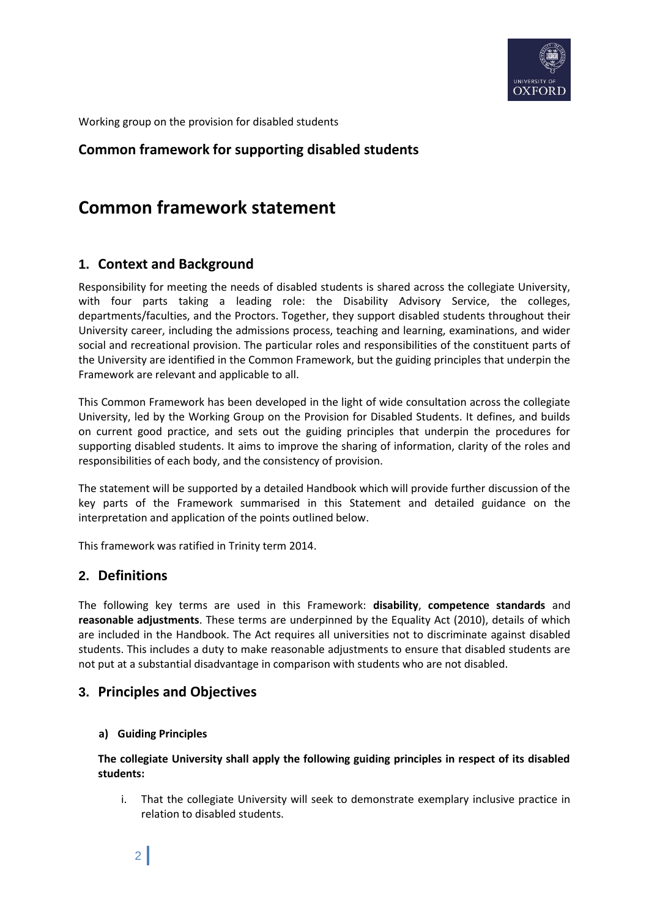Working group on the provision for disabled students

## Common framework for supporting disabled students

# Common framework statement

## 1. Context and Background

Responsibility for meeting the needs of disabled students is shared across the collegiate University, with four parts taking a leading role: the Disability Advisory Service, the colleges, departments/faculties, and the Proctors. Together, they support disabled students throughout their University career, including the admissions process, teaching and learning, examinations, and wider social and recreational provision. The particular roles and responsibilities of the constituent parts of the University are identified in the Common Framework, but the guiding principles that underpin the Framework are relevant and applicable to all.

This Common Framework has been developed in the light of wide consultation across the collegiate University, led by the Working Group on the Provision for Disabled Students. It defines, and builds on current good practice, and sets out the guiding principles that underpin the procedures for supporting disabled students. It aims to improve the sharing of information, clarity of the roles and responsibilities of each body, and the consistency of provision.

The statement will be supported by a detailed Handbook which will provide further discussion of the key parts of the Framework summarised in this Statement and detailed guidance on the interpretation and application of the points outlined below.

This framework was ratified in Trinity term 2014.

## 2. Definitions

The following key terms are used in this Framework: **disability**, **competence standards** and **reasonable adjustments**. These terms are underpinned by the Equality Act (2010), details of which are included in the Handbook. The Act requires all universities not to discriminate against disabled students. This includes a duty to make reasonable adjustments to ensure that disabled students are not put at a substantial disadvantage in comparison with students who are not disabled.

## 3. Principles and Objectives

#### a) Guiding Principles

**The collegiate University shall apply the following guiding principles in respect of its disabled students:**

i. That the collegiate University will seek to demonstrate exemplary inclusive practice in relation to disabled students.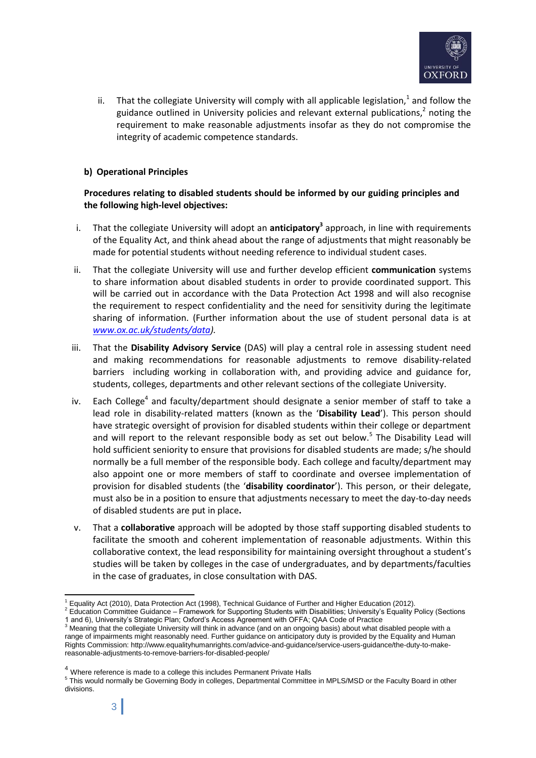ii. That the collegiate University will comply with all applicable legislation,[1] and follow the guidance outlined in University policies and relevant external publications,[2] noting the requirement to make reasonable adjustments insofar as they do not compromise the integrity of academic competence standards.

**b) Operational Principles**

**Procedures relating to disabled students should be informed by our guiding principles and the following high-level objectives:**

i. That the collegiate University will adopt an **anticipatory**[3] approach, in line with requirements of the Equality Act, and think ahead about the range of adjustments that might reasonably be made for potential students without needing reference to individual student cases.

ii. That the collegiate University will use and further develop efficient **communication** systems to share information about disabled students in order to provide coordinated support. This will be carried out in accordance with the Data Protection Act 1998 and will also recognise the requirement to respect confidentiality and the need for sensitivity during the legitimate sharing of information. (Further information about the use of student personal data is at *www.ox.ac.uk/students/data).*

iii. That the **Disability Advisory Service** (DAS) will play a central role in assessing student need and making recommendations for reasonable adjustments to remove disability-related barriers including working in collaboration with, and providing advice and guidance for, students, colleges, departments and other relevant sections of the collegiate University.

iv. Each College[4] and faculty/department should designate a senior member of staff to take a lead role in disability-related matters (known as the '**Disability Lead**'). This person should have strategic oversight of provision for disabled students within their college or department and will report to the relevant responsible body as set out below.[5] The Disability Lead will hold sufficient seniority to ensure that provisions for disabled students are made; s/he should normally be a full member of the responsible body. Each college and faculty/department may also appoint one or more members of staff to coordinate and oversee implementation of provision for disabled students (the '**disability coordinator**'). This person, or their delegate, must also be in a position to ensure that adjustments necessary to meet the day-to-day needs of disabled students are put in place**.**

v. That a **collaborative** approach will be adopted by those staff supporting disabled students to facilitate the smooth and coherent implementation of reasonable adjustments. Within this collaborative context, the lead responsibility for maintaining oversight throughout a student's studies will be taken by colleges in the case of undergraduates, and by departments/faculties in the case of graduates, in close consultation with DAS.

---

[1] Equality Act (2010), Data Protection Act (1998), Technical Guidance of Further and Higher Education (2012).

[2] Education Committee Guidance – Framework for Supporting Students with Disabilities; University's Equality Policy (Sections 1 and 6), University's Strategic Plan; Oxford's Access Agreement with OFFA; QAA Code of Practice

[3] Meaning that the collegiate University will think in advance (and on an ongoing basis) about what disabled people with a range of impairments might reasonably need. Further guidance on anticipatory duty is provided by the Equality and Human Rights Commission: http://www.equalityhumanrights.com/advice-and-guidance/service-users-guidance/the-duty-to-make-reasonable-adjustments-to-remove-barriers-for-disabled-people/

[4] Where reference is made to a college this includes Permanent Private Halls

[5] This would normally be Governing Body in colleges, Departmental Committee in MPLS/MSD or the Faculty Board in other divisions.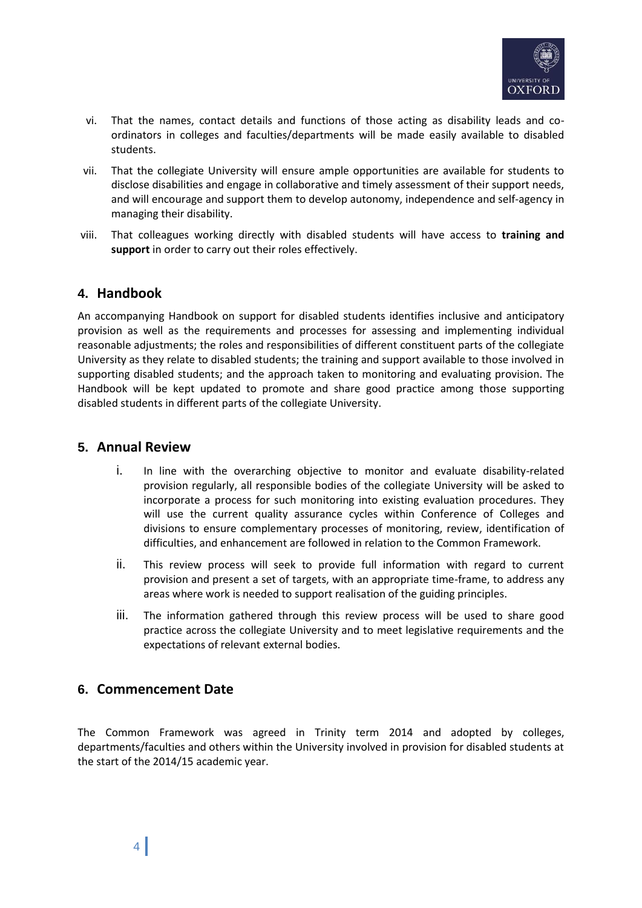vi. That the names, contact details and functions of those acting as disability leads and co-ordinators in colleges and faculties/departments will be made easily available to disabled students.

vii. That the collegiate University will ensure ample opportunities are available for students to disclose disabilities and engage in collaborative and timely assessment of their support needs, and will encourage and support them to develop autonomy, independence and self-agency in managing their disability.

viii. That colleagues working directly with disabled students will have access to **training and support** in order to carry out their roles effectively.

## 4. Handbook

An accompanying Handbook on support for disabled students identifies inclusive and anticipatory provision as well as the requirements and processes for assessing and implementing individual reasonable adjustments; the roles and responsibilities of different constituent parts of the collegiate University as they relate to disabled students; the training and support available to those involved in supporting disabled students; and the approach taken to monitoring and evaluating provision. The Handbook will be kept updated to promote and share good practice among those supporting disabled students in different parts of the collegiate University.

## 5. Annual Review

i. In line with the overarching objective to monitor and evaluate disability-related provision regularly, all responsible bodies of the collegiate University will be asked to incorporate a process for such monitoring into existing evaluation procedures. They will use the current quality assurance cycles within Conference of Colleges and divisions to ensure complementary processes of monitoring, review, identification of difficulties, and enhancement are followed in relation to the Common Framework.

ii. This review process will seek to provide full information with regard to current provision and present a set of targets, with an appropriate time-frame, to address any areas where work is needed to support realisation of the guiding principles.

iii. The information gathered through this review process will be used to share good practice across the collegiate University and to meet legislative requirements and the expectations of relevant external bodies.

## 6. Commencement Date

The Common Framework was agreed in Trinity term 2014 and adopted by colleges, departments/faculties and others within the University involved in provision for disabled students at the start of the 2014/15 academic year.